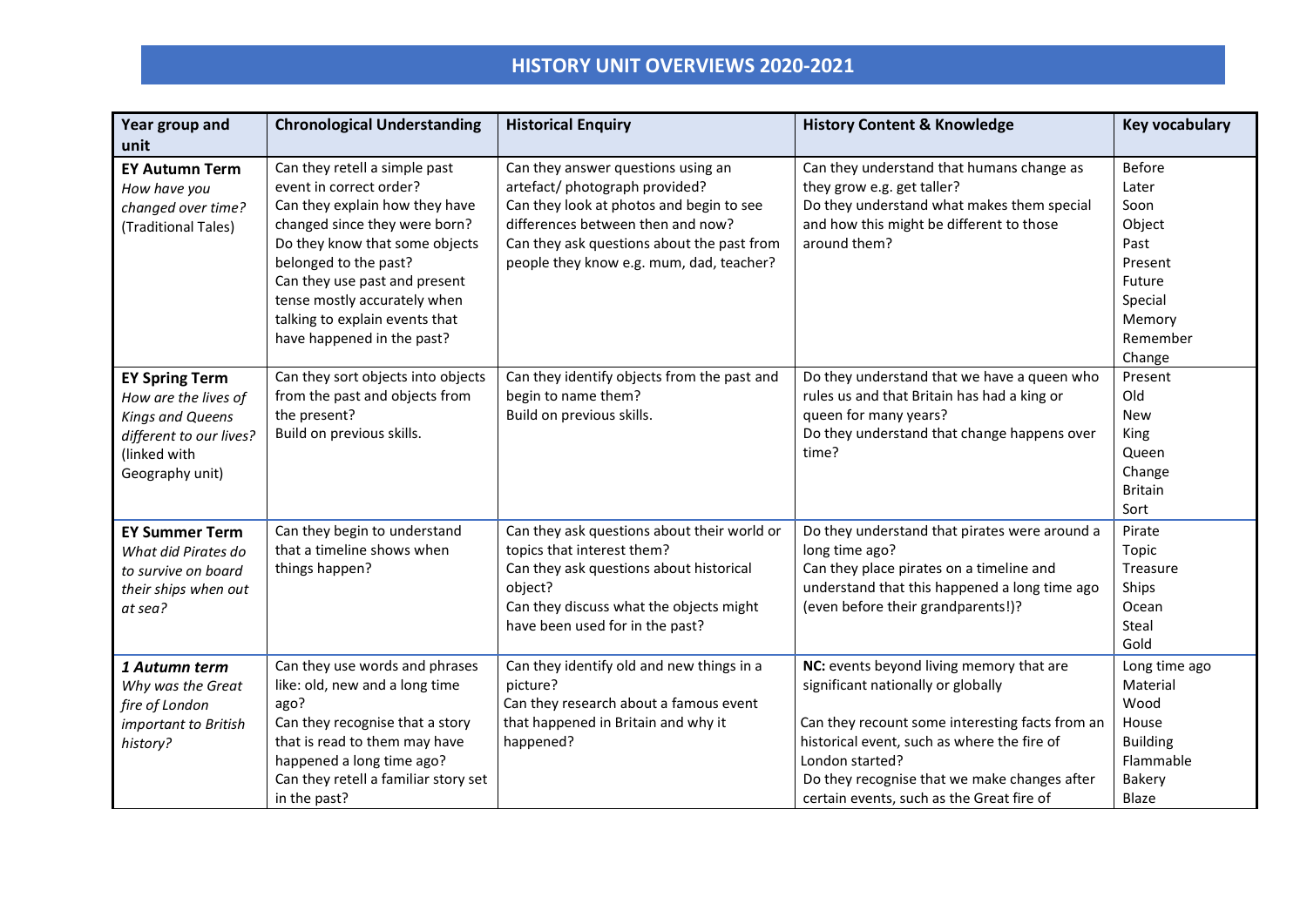# HISTORY UNIT OVERVIEWS 2020-2021

| Year group and unit | Chronological Understanding | Historical Enquiry | History Content & Knowledge | Key vocabulary |
|---|---|---|---|---|
| **EY Autumn Term** *How have you changed over time?* (Traditional Tales) | Can they retell a simple past event in correct order? Can they explain how they have changed since they were born? Do they know that some objects belonged to the past? Can they use past and present tense mostly accurately when talking to explain events that have happened in the past? | Can they answer questions using an artefact/ photograph provided? Can they look at photos and begin to see differences between then and now? Can they ask questions about the past from people they know e.g. mum, dad, teacher? | Can they understand that humans change as they grow e.g. get taller? Do they understand what makes them special and how this might be different to those around them? | Before Later Soon Object Past Present Future Special Memory Remember Change |
| **EY Spring Term** *How are the lives of Kings and Queens different to our lives?* (linked with Geography unit) | Can they sort objects into objects from the past and objects from the present? Build on previous skills. | Can they identify objects from the past and begin to name them? Build on previous skills. | Do they understand that we have a queen who rules us and that Britain has had a king or queen for many years? Do they understand that change happens over time? | Present Old New King Queen Change Britain Sort |
| **EY Summer Term** *What did Pirates do to survive on board their ships when out at sea?* | Can they begin to understand that a timeline shows when things happen? | Can they ask questions about their world or topics that interest them? Can they ask questions about historical object? Can they discuss what the objects might have been used for in the past? | Do they understand that pirates were around a long time ago? Can they place pirates on a timeline and understand that this happened a long time ago (even before their grandparents!)? | Pirate Topic Treasure Ships Ocean Steal Gold |
| ***1 Autumn term*** *Why was the Great fire of London important to British history?* | Can they use words and phrases like: old, new and a long time ago? Can they recognise that a story that is read to them may have happened a long time ago? Can they retell a familiar story set in the past? | Can they identify old and new things in a picture? Can they research about a famous event that happened in Britain and why it happened? | **NC:** events beyond living memory that are significant nationally or globally<br><br>Can they recount some interesting facts from an historical event, such as where the fire of London started? Do they recognise that we make changes after certain events, such as the Great fire of | Long time ago Material Wood House Building Flammable Bakery Blaze |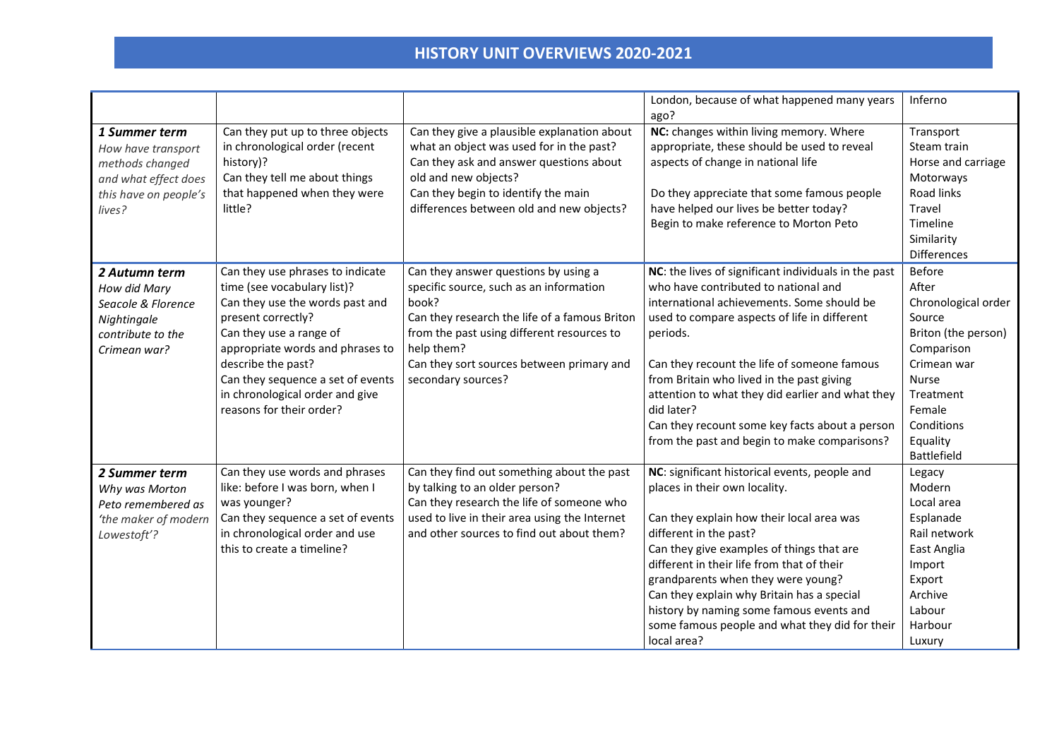## HISTORY UNIT OVERVIEWS 2020-2021

| | | | | |
|---|---|---|---|---|
| | | | London, because of what happened many years ago? | Inferno |
| ***1 Summer term*** *How have transport methods changed and what effect does this have on people's lives?* | Can they put up to three objects in chronological order (recent history)?<br>Can they tell me about things that happened when they were little? | Can they give a plausible explanation about what an object was used for in the past?<br>Can they ask and answer questions about old and new objects?<br>Can they begin to identify the main differences between old and new objects? | **NC:** changes within living memory. Where appropriate, these should be used to reveal aspects of change in national life<br><br>Do they appreciate that some famous people have helped our lives be better today?<br>Begin to make reference to Morton Peto | Transport<br>Steam train<br>Horse and carriage<br>Motorways<br>Road links<br>Travel<br>Timeline<br>Similarity<br>Differences |
| ***2 Autumn term*** *How did Mary Seacole & Florence Nightingale contribute to the Crimean war?* | Can they use phrases to indicate time (see vocabulary list)?<br>Can they use the words past and present correctly?<br>Can they use a range of appropriate words and phrases to describe the past?<br>Can they sequence a set of events in chronological order and give reasons for their order? | Can they answer questions by using a specific source, such as an information book?<br>Can they research the life of a famous Briton from the past using different resources to help them?<br>Can they sort sources between primary and secondary sources? | **NC**: the lives of significant individuals in the past who have contributed to national and international achievements. Some should be used to compare aspects of life in different periods.<br><br>Can they recount the life of someone famous from Britain who lived in the past giving attention to what they did earlier and what they did later?<br>Can they recount some key facts about a person from the past and begin to make comparisons? | Before<br>After<br>Chronological order<br>Source<br>Briton (the person)<br>Comparison<br>Crimean war<br>Nurse<br>Treatment<br>Female<br>Conditions<br>Equality<br>Battlefield |
| ***2 Summer term*** *Why was Morton Peto remembered as 'the maker of modern Lowestoft'?* | Can they use words and phrases like: before I was born, when I was younger?<br>Can they sequence a set of events in chronological order and use this to create a timeline? | Can they find out something about the past by talking to an older person?<br>Can they research the life of someone who used to live in their area using the Internet and other sources to find out about them? | **NC**: significant historical events, people and places in their own locality.<br><br>Can they explain how their local area was different in the past?<br>Can they give examples of things that are different in their life from that of their grandparents when they were young?<br>Can they explain why Britain has a special history by naming some famous events and some famous people and what they did for their local area? | Legacy<br>Modern<br>Local area<br>Esplanade<br>Rail network<br>East Anglia<br>Import<br>Export<br>Archive<br>Labour<br>Harbour<br>Luxury |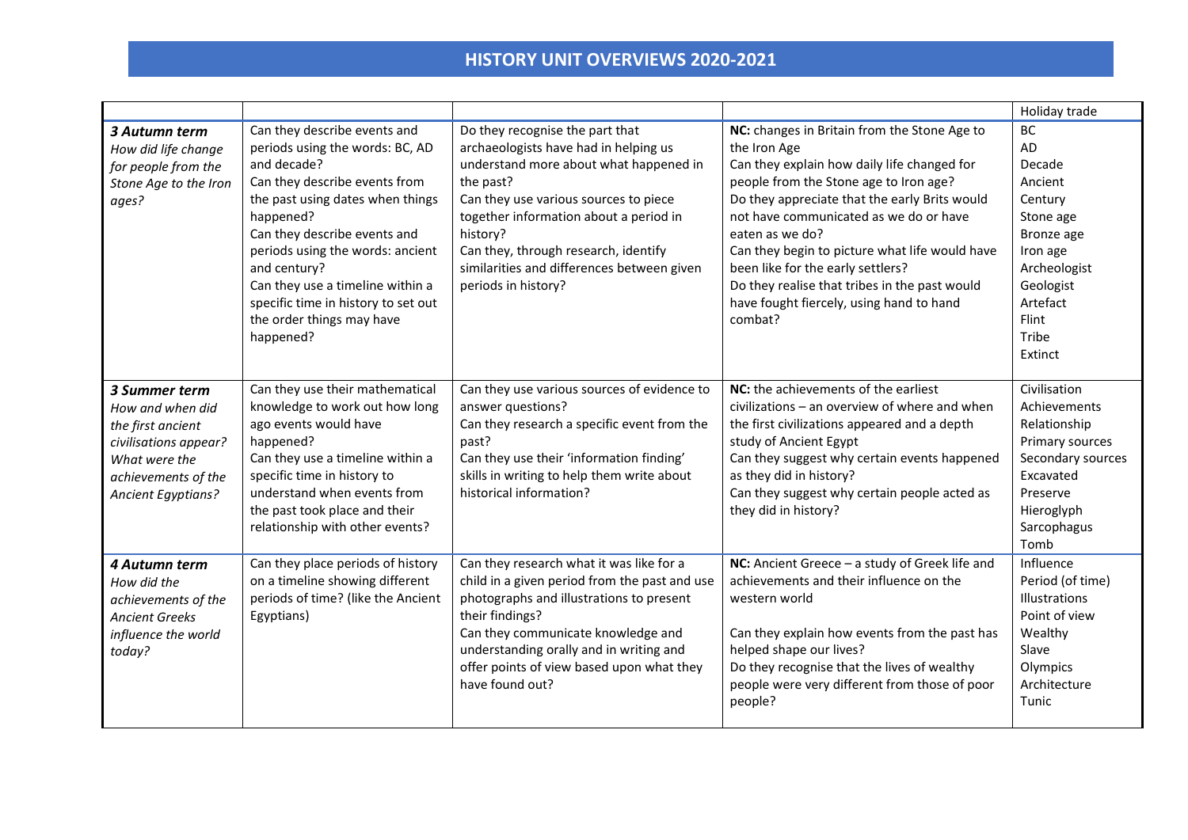## HISTORY UNIT OVERVIEWS 2020-2021

| | | | | |
|---|---|---|---|---|
| | | | | Holiday trade |
| ***3 Autumn term*** *How did life change for people from the Stone Age to the Iron ages?* | Can they describe events and periods using the words: BC, AD and decade? Can they describe events from the past using dates when things happened? Can they describe events and periods using the words: ancient and century? Can they use a timeline within a specific time in history to set out the order things may have happened? | Do they recognise the part that archaeologists have had in helping us understand more about what happened in the past? Can they use various sources to piece together information about a period in history? Can they, through research, identify similarities and differences between given periods in history? | **NC:** changes in Britain from the Stone Age to the Iron Age Can they explain how daily life changed for people from the Stone age to Iron age? Do they appreciate that the early Brits would not have communicated as we do or have eaten as we do? Can they begin to picture what life would have been like for the early settlers? Do they realise that tribes in the past would have fought fiercely, using hand to hand combat? | BC AD Decade Ancient Century Stone age Bronze age Iron age Archeologist Geologist Artefact Flint Tribe Extinct |
| ***3 Summer term*** *How and when did the first ancient civilisations appear? What were the achievements of the Ancient Egyptians?* | Can they use their mathematical knowledge to work out how long ago events would have happened? Can they use a timeline within a specific time in history to understand when events from the past took place and their relationship with other events? | Can they use various sources of evidence to answer questions? Can they research a specific event from the past? Can they use their 'information finding' skills in writing to help them write about historical information? | **NC:** the achievements of the earliest civilizations – an overview of where and when the first civilizations appeared and a depth study of Ancient Egypt Can they suggest why certain events happened as they did in history? Can they suggest why certain people acted as they did in history? | Civilisation Achievements Relationship Primary sources Secondary sources Excavated Preserve Hieroglyph Sarcophagus Tomb |
| ***4 Autumn term*** *How did the achievements of the Ancient Greeks influence the world today?* | Can they place periods of history on a timeline showing different periods of time? (like the Ancient Egyptians) | Can they research what it was like for a child in a given period from the past and use photographs and illustrations to present their findings? Can they communicate knowledge and understanding orally and in writing and offer points of view based upon what they have found out? | **NC:** Ancient Greece – a study of Greek life and achievements and their influence on the western world Can they explain how events from the past has helped shape our lives? Do they recognise that the lives of wealthy people were very different from those of poor people? | Influence Period (of time) Illustrations Point of view Wealthy Slave Olympics Architecture Tunic |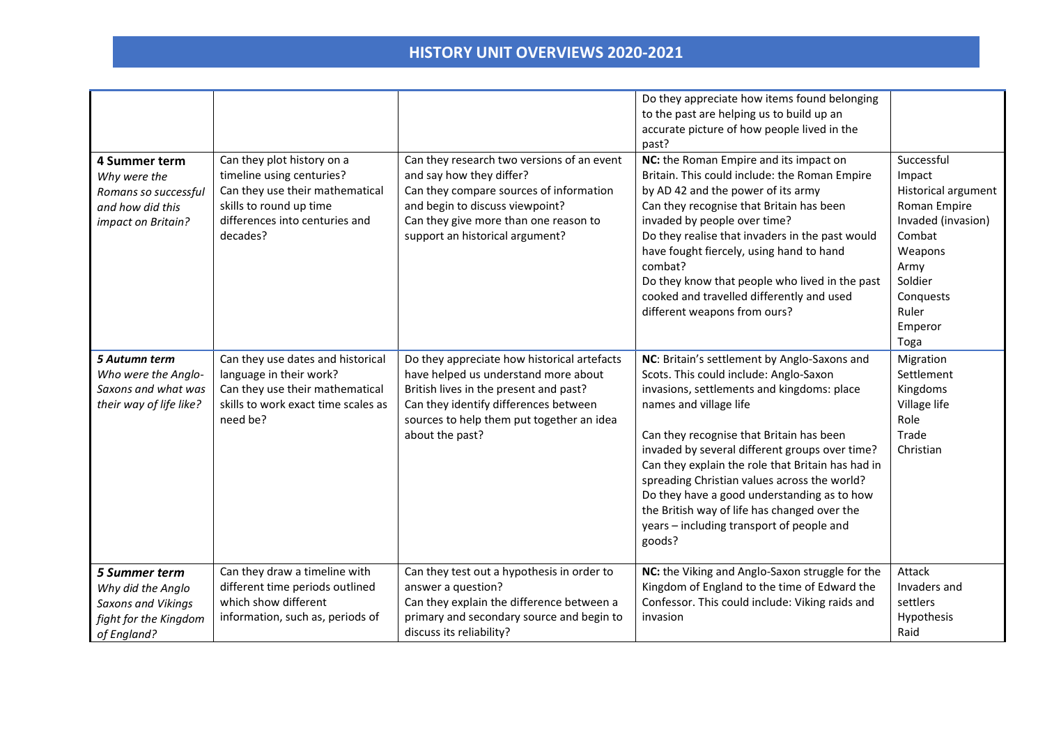## HISTORY UNIT OVERVIEWS 2020-2021

| | | | | |
|---|---|---|---|---|
| | | | Do they appreciate how items found belonging to the past are helping us to build up an accurate picture of how people lived in the past? | |
| **4 Summer term**<br>*Why were the Romans so successful and how did this impact on Britain?* | Can they plot history on a timeline using centuries?<br>Can they use their mathematical skills to round up time differences into centuries and decades? | Can they research two versions of an event and say how they differ?<br>Can they compare sources of information and begin to discuss viewpoint?<br>Can they give more than one reason to support an historical argument? | **NC:** the Roman Empire and its impact on Britain. This could include: the Roman Empire by AD 42 and the power of its army<br>Can they recognise that Britain has been invaded by people over time?<br>Do they realise that invaders in the past would have fought fiercely, using hand to hand combat?<br>Do they know that people who lived in the past cooked and travelled differently and used different weapons from ours? | Successful<br>Impact<br>Historical argument<br>Roman Empire<br>Invaded (invasion)<br>Combat<br>Weapons<br>Army<br>Soldier<br>Conquests<br>Ruler<br>Emperor<br>Toga |
| ***5 Autumn term***<br>*Who were the Anglo-Saxons and what was their way of life like?* | Can they use dates and historical language in their work?<br>Can they use their mathematical skills to work exact time scales as need be? | Do they appreciate how historical artefacts have helped us understand more about British lives in the present and past?<br>Can they identify differences between sources to help them put together an idea about the past? | **NC**: Britain's settlement by Anglo-Saxons and Scots. This could include: Anglo-Saxon invasions, settlements and kingdoms: place names and village life<br><br>Can they recognise that Britain has been invaded by several different groups over time?<br>Can they explain the role that Britain has had in spreading Christian values across the world?<br>Do they have a good understanding as to how the British way of life has changed over the years – including transport of people and goods? | Migration<br>Settlement<br>Kingdoms<br>Village life<br>Role<br>Trade<br>Christian |
| ***5 Summer term***<br>*Why did the Anglo Saxons and Vikings fight for the Kingdom of England?* | Can they draw a timeline with different time periods outlined which show different information, such as, periods of | Can they test out a hypothesis in order to answer a question?<br>Can they explain the difference between a primary and secondary source and begin to discuss its reliability? | **NC:** the Viking and Anglo-Saxon struggle for the Kingdom of England to the time of Edward the Confessor. This could include: Viking raids and invasion | Attack<br>Invaders and settlers<br>Hypothesis<br>Raid |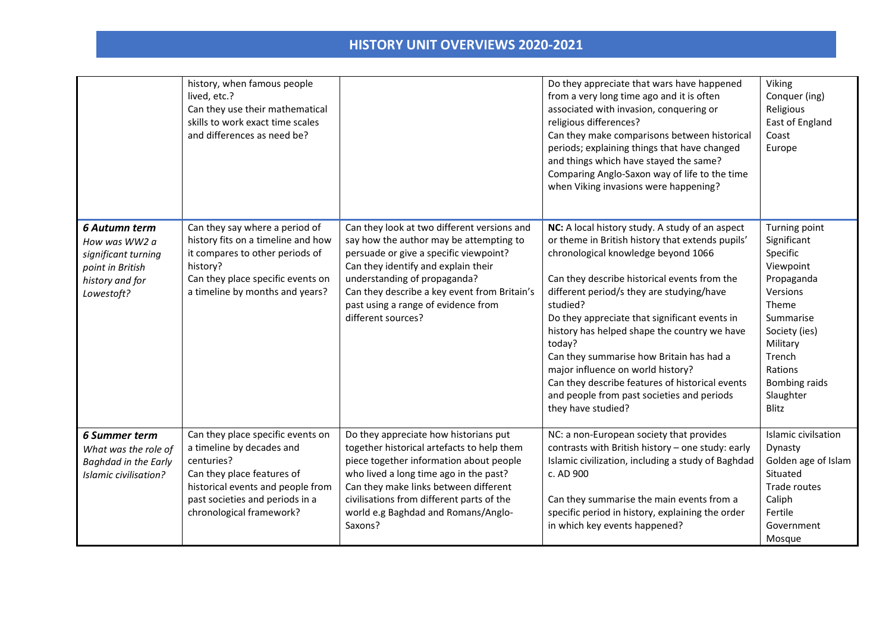## HISTORY UNIT OVERVIEWS 2020-2021

| | | | | |
|---|---|---|---|---|
| | history, when famous people lived, etc.?<br>Can they use their mathematical skills to work exact time scales and differences as need be? | | Do they appreciate that wars have happened from a very long time ago and it is often associated with invasion, conquering or religious differences?<br>Can they make comparisons between historical periods; explaining things that have changed and things which have stayed the same? Comparing Anglo-Saxon way of life to the time when Viking invasions were happening? | Viking<br>Conquer (ing)<br>Religious<br>East of England<br>Coast<br>Europe |
| ***6 Autumn term***<br>*How was WW2 a significant turning point in British history and for Lowestoft?* | Can they say where a period of history fits on a timeline and how it compares to other periods of history?<br>Can they place specific events on a timeline by months and years? | Can they look at two different versions and say how the author may be attempting to persuade or give a specific viewpoint?<br>Can they identify and explain their understanding of propaganda?<br>Can they describe a key event from Britain's past using a range of evidence from different sources? | **NC:** A local history study. A study of an aspect or theme in British history that extends pupils' chronological knowledge beyond 1066<br><br>Can they describe historical events from the different period/s they are studying/have studied?<br>Do they appreciate that significant events in history has helped shape the country we have today?<br>Can they summarise how Britain has had a major influence on world history?<br>Can they describe features of historical events and people from past societies and periods they have studied? | Turning point<br>Significant<br>Specific<br>Viewpoint<br>Propaganda<br>Versions<br>Theme<br>Summarise<br>Society (ies)<br>Military<br>Trench<br>Rations<br>Bombing raids<br>Slaughter<br>Blitz |
| ***6 Summer term***<br>*What was the role of Baghdad in the Early Islamic civilisation?* | Can they place specific events on a timeline by decades and centuries?<br>Can they place features of historical events and people from past societies and periods in a chronological framework? | Do they appreciate how historians put together historical artefacts to help them piece together information about people who lived a long time ago in the past?<br>Can they make links between different civilisations from different parts of the world e.g Baghdad and Romans/Anglo-Saxons? | NC: a non-European society that provides contrasts with British history – one study: early Islamic civilization, including a study of Baghdad c. AD 900<br><br>Can they summarise the main events from a specific period in history, explaining the order in which key events happened? | Islamic civilsation<br>Dynasty<br>Golden age of Islam<br>Situated<br>Trade routes<br>Caliph<br>Fertile<br>Government<br>Mosque |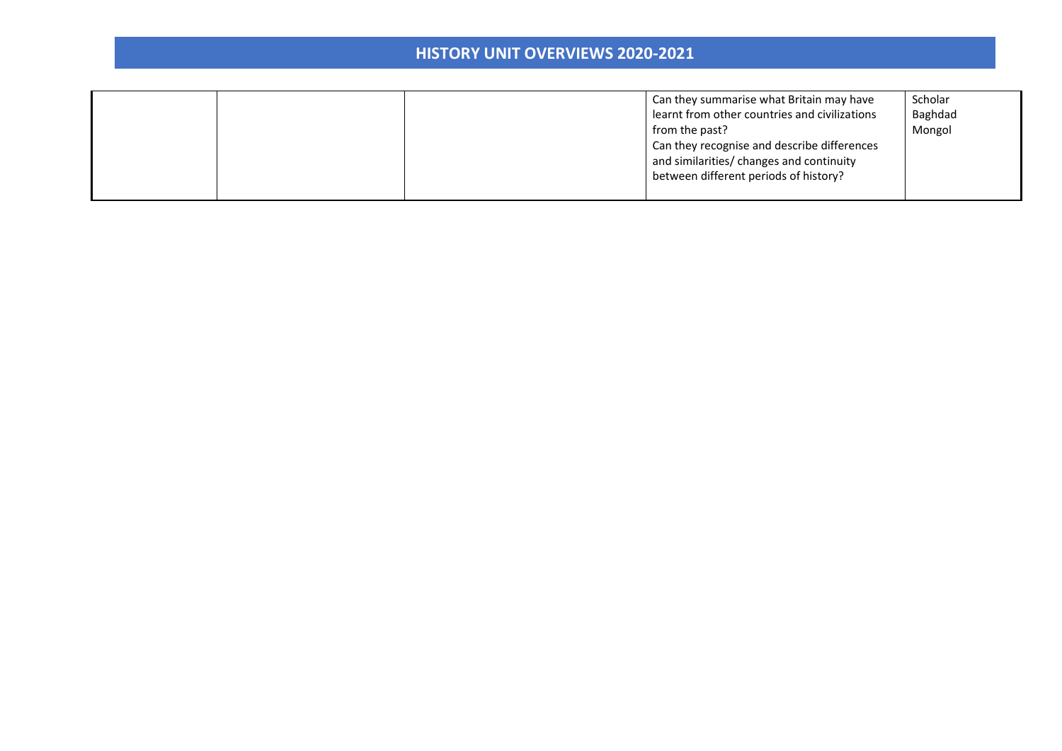# HISTORY UNIT OVERVIEWS 2020-2021

| | | | | |
|---|---|---|---|---|
| | | | Can they summarise what Britain may have learnt from other countries and civilizations from the past?<br>Can they recognise and describe differences and similarities/ changes and continuity between different periods of history? | Scholar<br>Baghdad<br>Mongol |